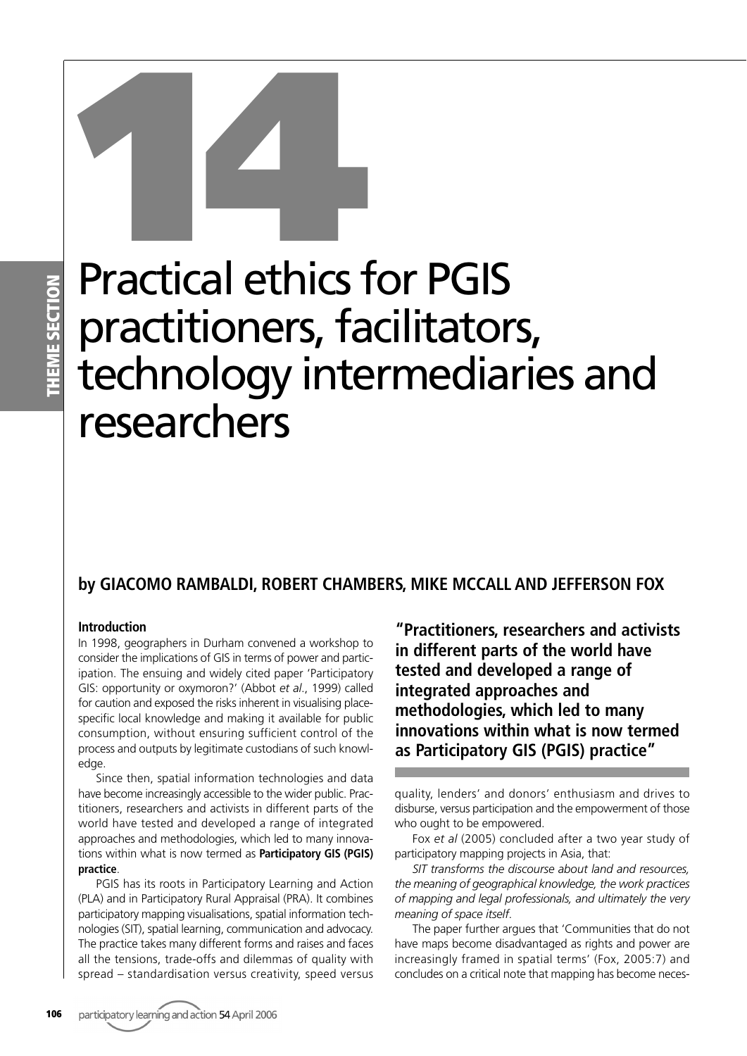# 14

# Practical ethics for PGIS practitioners, facilitators, technology intermediaries and researchers

**by GIACOMO RAMBALDI, ROBERT CHAMBERS, MIKE MCCALL AND JEFFERSON FOX**

## Introduction

In 1998, geographers in Durham convened a workshop to consider the implications of GIS in terms of power and participation. The ensuing and widely cited paper 'Participatory GIS: opportunity or oxymoron?' (Abbot *et al*., 1999) called for caution and exposed the risks inherent in visualising place-specific local knowledge and making it available for public consumption, without ensuring sufficient control of the process and outputs by legitimate custodians of such knowledge.

Since then, spatial information technologies and data have become increasingly accessible to the wider public. Practitioners, researchers and activists in different parts of the world have tested and developed a range of integrated approaches and methodologies, which led to many innovations within what is now termed as **Participatory GIS (PGIS) practice**.

PGIS has its roots in Participatory Learning and Action (PLA) and in Participatory Rural Appraisal (PRA). It combines participatory mapping visualisations, spatial information technologies (SIT), spatial learning, communication and advocacy. The practice takes many different forms and raises and faces all the tensions, trade-offs and dilemmas of quality with spread – standardisation versus creativity, speed versus quality, lenders' and donors' enthusiasm and drives to disburse, versus participation and the empowerment of those who ought to be empowered.

**"Practitioners, researchers and activists in different parts of the world have tested and developed a range of integrated approaches and methodologies, which led to many innovations within what is now termed as Participatory GIS (PGIS) practice"**

Fox *et al* (2005) concluded after a two year study of participatory mapping projects in Asia, that:

*SIT transforms the discourse about land and resources, the meaning of geographical knowledge, the work practices of mapping and legal professionals, and ultimately the very meaning of space itself.*

The paper further argues that 'Communities that do not have maps become disadvantaged as rights and power are increasingly framed in spatial terms' (Fox, 2005:7) and concludes on a critical note that mapping has become neces-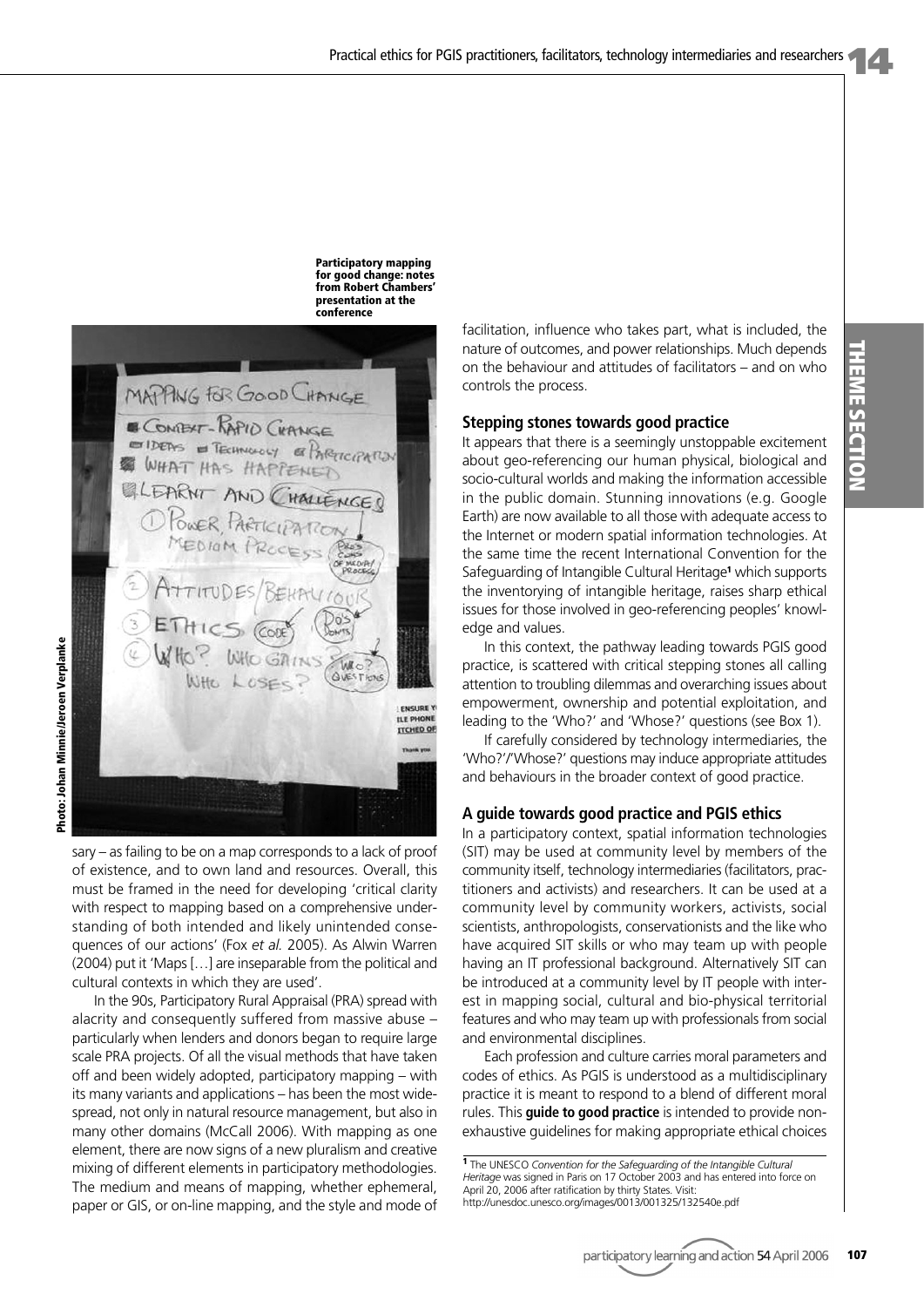Participatory mapping for good change: notes from Robert Chambers' presentation at the conference

Photo: Johan Minnie/Jeroen Verplanke

sary – as failing to be on a map corresponds to a lack of proof of existence, and to own land and resources. Overall, this must be framed in the need for developing 'critical clarity with respect to mapping based on a comprehensive understanding of both intended and likely unintended consequences of our actions' (Fox *et al.* 2005). As Alwin Warren (2004) put it 'Maps […] are inseparable from the political and cultural contexts in which they are used'.

In the 90s, Participatory Rural Appraisal (PRA) spread with alacrity and consequently suffered from massive abuse – particularly when lenders and donors began to require large scale PRA projects. Of all the visual methods that have taken off and been widely adopted, participatory mapping – with its many variants and applications – has been the most widespread, not only in natural resource management, but also in many other domains (McCall 2006). With mapping as one element, there are now signs of a new pluralism and creative mixing of different elements in participatory methodologies. The medium and means of mapping, whether ephemeral, paper or GIS, or on-line mapping, and the style and mode of facilitation, influence who takes part, what is included, the nature of outcomes, and power relationships. Much depends on the behaviour and attitudes of facilitators – and on who controls the process.

## Stepping stones towards good practice

It appears that there is a seemingly unstoppable excitement about geo-referencing our human physical, biological and socio-cultural worlds and making the information accessible in the public domain. Stunning innovations (e.g. Google Earth) are now available to all those with adequate access to the Internet or modern spatial information technologies. At the same time the recent International Convention for the Safeguarding of Intangible Cultural Heritage[1] which supports the inventorying of intangible heritage, raises sharp ethical issues for those involved in geo-referencing peoples' knowledge and values.

In this context, the pathway leading towards PGIS good practice, is scattered with critical stepping stones all calling attention to troubling dilemmas and overarching issues about empowerment, ownership and potential exploitation, and leading to the 'Who?' and 'Whose?' questions (see Box 1).

If carefully considered by technology intermediaries, the 'Who?'/'Whose?' questions may induce appropriate attitudes and behaviours in the broader context of good practice.

## A guide towards good practice and PGIS ethics

In a participatory context, spatial information technologies (SIT) may be used at community level by members of the community itself, technology intermediaries (facilitators, practitioners and activists) and researchers. It can be used at a community level by community workers, activists, social scientists, anthropologists, conservationists and the like who have acquired SIT skills or who may team up with people having an IT professional background. Alternatively SIT can be introduced at a community level by IT people with interest in mapping social, cultural and bio-physical territorial features and who may team up with professionals from social and environmental disciplines.

Each profession and culture carries moral parameters and codes of ethics. As PGIS is understood as a multidisciplinary practice it is meant to respond to a blend of different moral rules. This **guide to good practice** is intended to provide non-exhaustive guidelines for making appropriate ethical choices

[1] The UNESCO *Convention for the Safeguarding of the Intangible Cultural Heritage* was signed in Paris on 17 October 2003 and has entered into force on April 20, 2006 after ratification by thirty States. Visit: http://unesdoc.unesco.org/images/0013/001325/132540e.pdf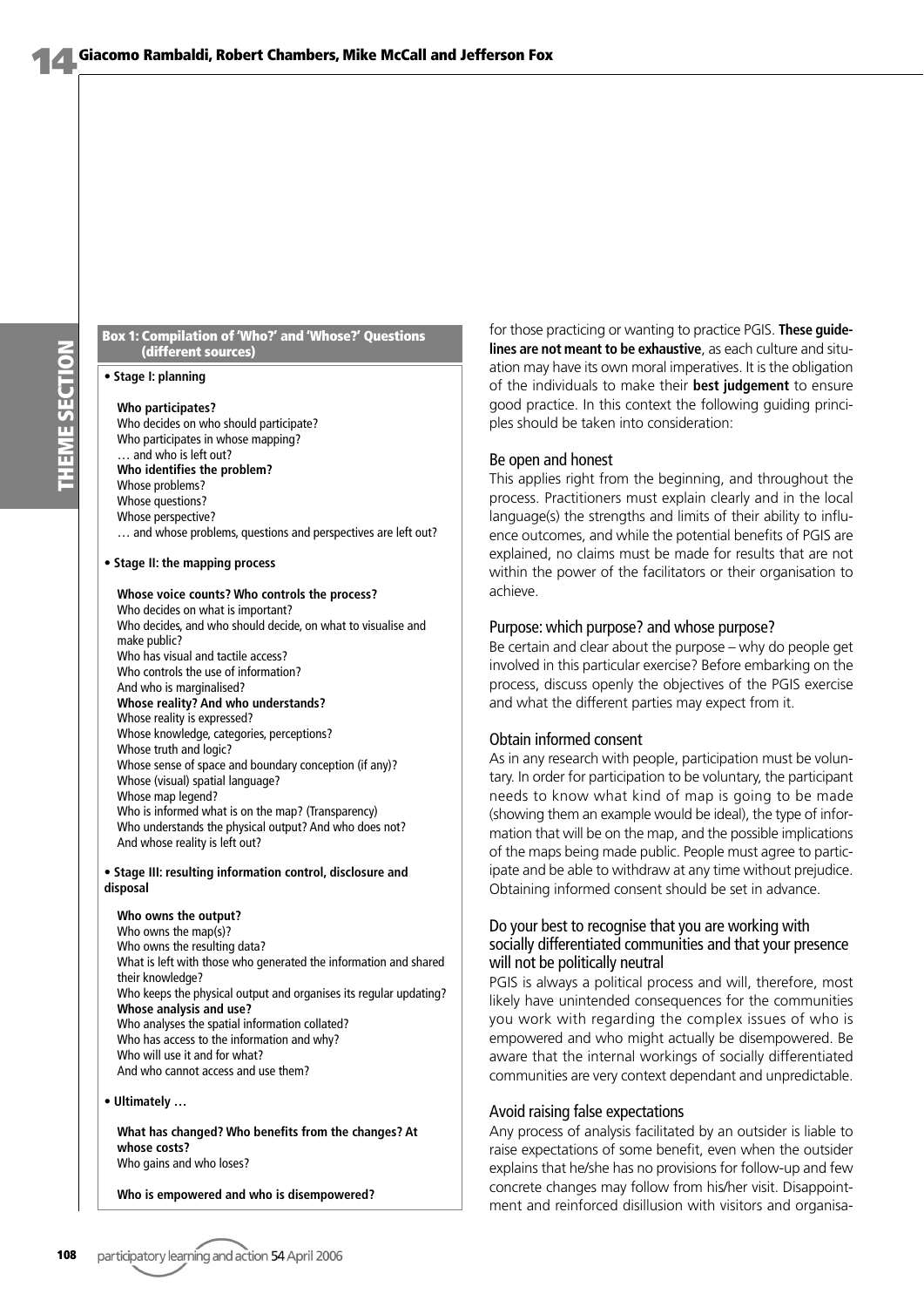### Box 1: Compilation of 'Who?' and 'Whose?' Questions (different sources)

- **Stage I: planning**

  **Who participates?**
  Who decides on who should participate?
  Who participates in whose mapping?
  … and who is left out?
  **Who identifies the problem?**
  Whose problems?
  Whose questions?
  Whose perspective?
  … and whose problems, questions and perspectives are left out?

- **Stage II: the mapping process**

  **Whose voice counts? Who controls the process?**
  Who decides on what is important?
  Who decides, and who should decide, on what to visualise and make public?
  Who has visual and tactile access?
  Who controls the use of information?
  And who is marginalised?
  **Whose reality? And who understands?**
  Whose reality is expressed?
  Whose knowledge, categories, perceptions?
  Whose truth and logic?
  Whose sense of space and boundary conception (if any)?
  Whose (visual) spatial language?
  Whose map legend?
  Who is informed what is on the map? (Transparency)
  Who understands the physical output? And who does not?
  And whose reality is left out?

- **Stage III: resulting information control, disclosure and disposal**

  **Who owns the output?**
  Who owns the map(s)?
  Who owns the resulting data?
  What is left with those who generated the information and shared their knowledge?
  Who keeps the physical output and organises its regular updating?
  **Whose analysis and use?**
  Who analyses the spatial information collated?
  Who has access to the information and why?
  Who will use it and for what?
  And who cannot access and use them?

- **Ultimately …**

  **What has changed? Who benefits from the changes? At whose costs?**
  Who gains and who loses?

  **Who is empowered and who is disempowered?**

for those practicing or wanting to practice PGIS. **These guidelines are not meant to be exhaustive**, as each culture and situation may have its own moral imperatives. It is the obligation of the individuals to make their **best judgement** to ensure good practice. In this context the following guiding principles should be taken into consideration:

### Be open and honest

This applies right from the beginning, and throughout the process. Practitioners must explain clearly and in the local language(s) the strengths and limits of their ability to influence outcomes, and while the potential benefits of PGIS are explained, no claims must be made for results that are not within the power of the facilitators or their organisation to achieve.

### Purpose: which purpose? and whose purpose?

Be certain and clear about the purpose – why do people get involved in this particular exercise? Before embarking on the process, discuss openly the objectives of the PGIS exercise and what the different parties may expect from it.

### Obtain informed consent

As in any research with people, participation must be voluntary. In order for participation to be voluntary, the participant needs to know what kind of map is going to be made (showing them an example would be ideal), the type of information that will be on the map, and the possible implications of the maps being made public. People must agree to participate and be able to withdraw at any time without prejudice. Obtaining informed consent should be set in advance.

### Do your best to recognise that you are working with socially differentiated communities and that your presence will not be politically neutral

PGIS is always a political process and will, therefore, most likely have unintended consequences for the communities you work with regarding the complex issues of who is empowered and who might actually be disempowered. Be aware that the internal workings of socially differentiated communities are very context dependant and unpredictable.

### Avoid raising false expectations

Any process of analysis facilitated by an outsider is liable to raise expectations of some benefit, even when the outsider explains that he/she has no provisions for follow-up and few concrete changes may follow from his/her visit. Disappointment and reinforced disillusion with visitors and organisa-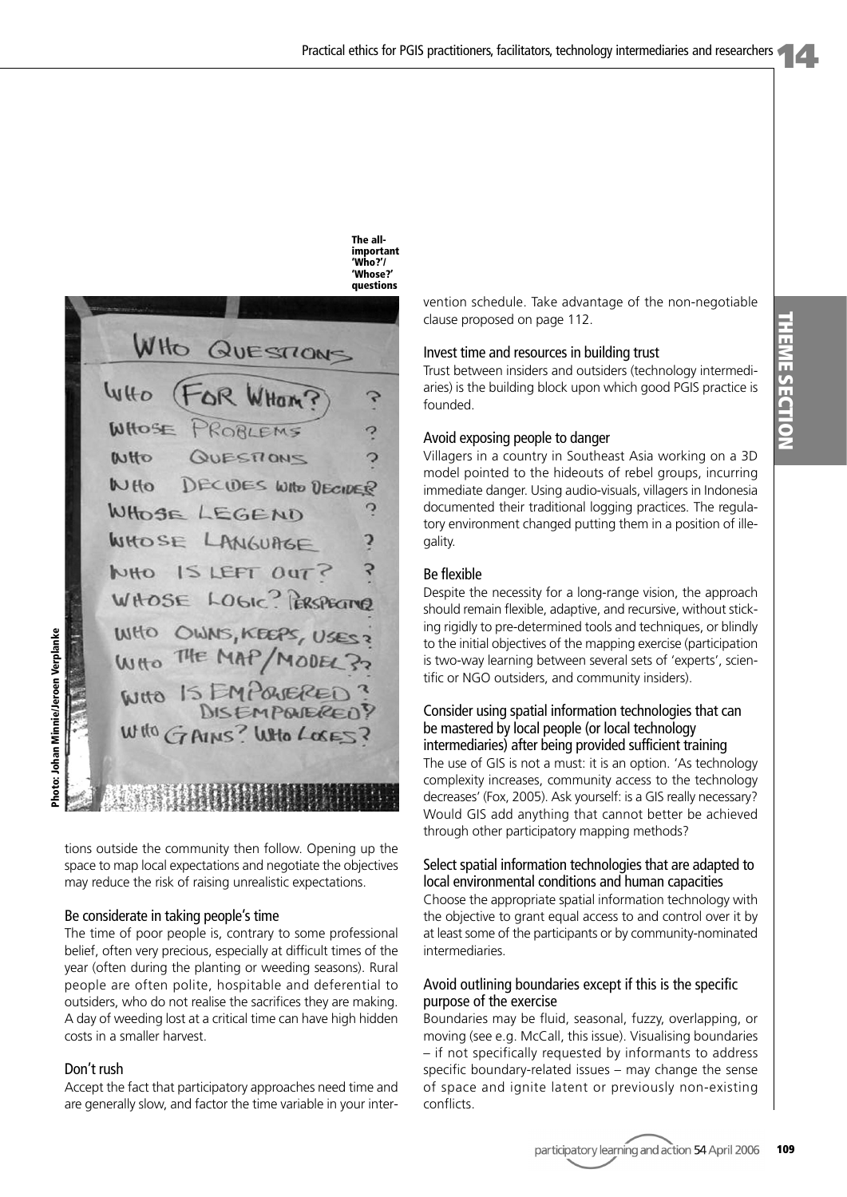The all-important 'Who?'/ 'Whose?' questions

Photo: Johan Minnie/Jeroen Verplanke

tions outside the community then follow. Opening up the space to map local expectations and negotiate the objectives may reduce the risk of raising unrealistic expectations.

### Be considerate in taking people's time

The time of poor people is, contrary to some professional belief, often very precious, especially at difficult times of the year (often during the planting or weeding seasons). Rural people are often polite, hospitable and deferential to outsiders, who do not realise the sacrifices they are making. A day of weeding lost at a critical time can have high hidden costs in a smaller harvest.

### Don't rush

Accept the fact that participatory approaches need time and are generally slow, and factor the time variable in your intervention schedule. Take advantage of the non-negotiable clause proposed on page 112.

### Invest time and resources in building trust

Trust between insiders and outsiders (technology intermediaries) is the building block upon which good PGIS practice is founded.

### Avoid exposing people to danger

Villagers in a country in Southeast Asia working on a 3D model pointed to the hideouts of rebel groups, incurring immediate danger. Using audio-visuals, villagers in Indonesia documented their traditional logging practices. The regulatory environment changed putting them in a position of illegality.

### Be flexible

Despite the necessity for a long-range vision, the approach should remain flexible, adaptive, and recursive, without sticking rigidly to pre-determined tools and techniques, or blindly to the initial objectives of the mapping exercise (participation is two-way learning between several sets of 'experts', scientific or NGO outsiders, and community insiders).

### Consider using spatial information technologies that can be mastered by local people (or local technology intermediaries) after being provided sufficient training

The use of GIS is not a must: it is an option. 'As technology complexity increases, community access to the technology decreases' (Fox, 2005). Ask yourself: is a GIS really necessary? Would GIS add anything that cannot better be achieved through other participatory mapping methods?

### Select spatial information technologies that are adapted to local environmental conditions and human capacities

Choose the appropriate spatial information technology with the objective to grant equal access to and control over it by at least some of the participants or by community-nominated intermediaries.

### Avoid outlining boundaries except if this is the specific purpose of the exercise

Boundaries may be fluid, seasonal, fuzzy, overlapping, or moving (see e.g. McCall, this issue). Visualising boundaries – if not specifically requested by informants to address specific boundary-related issues – may change the sense of space and ignite latent or previously non-existing conflicts.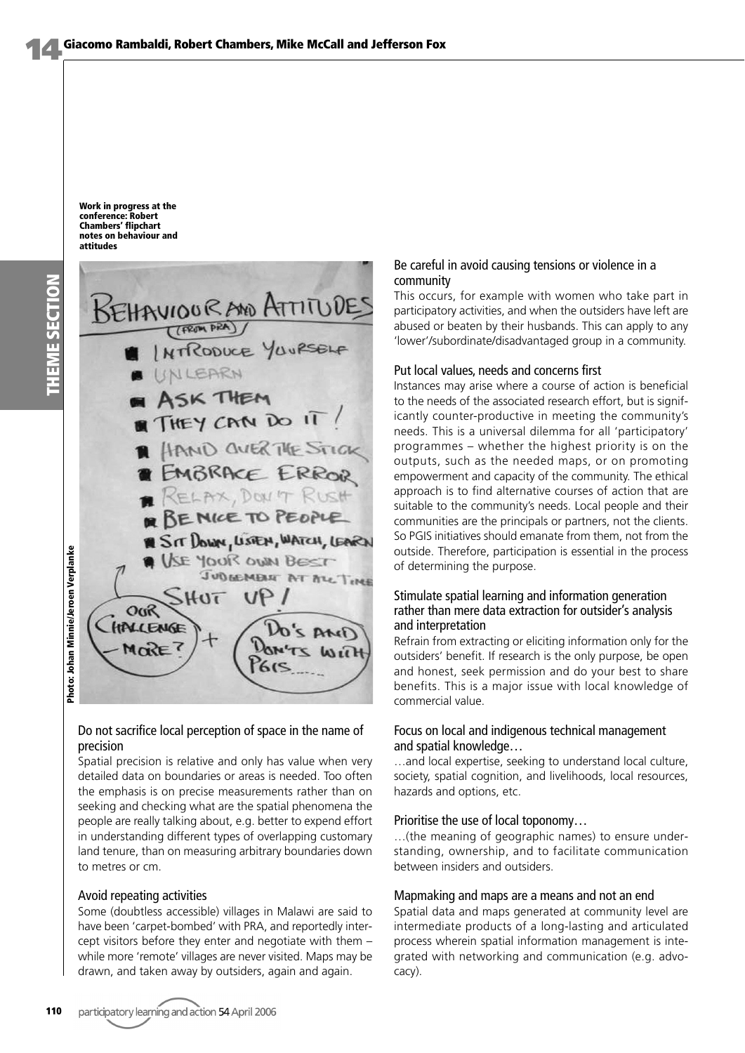Work in progress at the conference: Robert Chambers' flipchart notes on behaviour and attitudes

Photo: Johan Minnie/Jeroen Verplanke

### Do not sacrifice local perception of space in the name of precision

Spatial precision is relative and only has value when very detailed data on boundaries or areas is needed. Too often the emphasis is on precise measurements rather than on seeking and checking what are the spatial phenomena the people are really talking about, e.g. better to expend effort in understanding different types of overlapping customary land tenure, than on measuring arbitrary boundaries down to metres or cm.

### Avoid repeating activities

Some (doubtless accessible) villages in Malawi are said to have been 'carpet-bombed' with PRA, and reportedly intercept visitors before they enter and negotiate with them – while more 'remote' villages are never visited. Maps may be drawn, and taken away by outsiders, again and again.

### Be careful in avoid causing tensions or violence in a community

This occurs, for example with women who take part in participatory activities, and when the outsiders have left are abused or beaten by their husbands. This can apply to any 'lower'/subordinate/disadvantaged group in a community.

### Put local values, needs and concerns first

Instances may arise where a course of action is beneficial to the needs of the associated research effort, but is significantly counter-productive in meeting the community's needs. This is a universal dilemma for all 'participatory' programmes – whether the highest priority is on the outputs, such as the needed maps, or on promoting empowerment and capacity of the community. The ethical approach is to find alternative courses of action that are suitable to the community's needs. Local people and their communities are the principals or partners, not the clients. So PGIS initiatives should emanate from them, not from the outside. Therefore, participation is essential in the process of determining the purpose.

### Stimulate spatial learning and information generation rather than mere data extraction for outsider's analysis and interpretation

Refrain from extracting or eliciting information only for the outsiders' benefit. If research is the only purpose, be open and honest, seek permission and do your best to share benefits. This is a major issue with local knowledge of commercial value.

### Focus on local and indigenous technical management and spatial knowledge…

…and local expertise, seeking to understand local culture, society, spatial cognition, and livelihoods, local resources, hazards and options, etc.

### Prioritise the use of local toponomy…

…(the meaning of geographic names) to ensure understanding, ownership, and to facilitate communication between insiders and outsiders.

### Mapmaking and maps are a means and not an end

Spatial data and maps generated at community level are intermediate products of a long-lasting and articulated process wherein spatial information management is integrated with networking and communication (e.g. advocacy).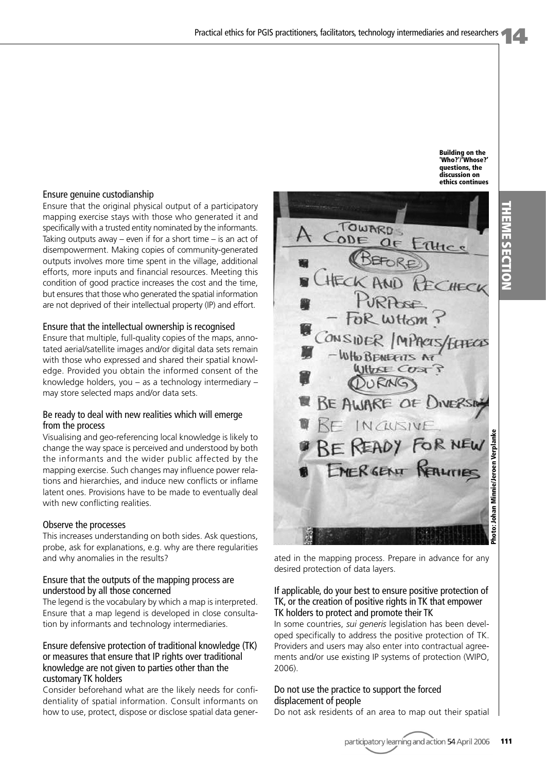### Ensure genuine custodianship

Ensure that the original physical output of a participatory mapping exercise stays with those who generated it and specifically with a trusted entity nominated by the informants. Taking outputs away – even if for a short time – is an act of disempowerment. Making copies of community-generated outputs involves more time spent in the village, additional efforts, more inputs and financial resources. Meeting this condition of good practice increases the cost and the time, but ensures that those who generated the spatial information are not deprived of their intellectual property (IP) and effort.

### Ensure that the intellectual ownership is recognised

Ensure that multiple, full-quality copies of the maps, annotated aerial/satellite images and/or digital data sets remain with those who expressed and shared their spatial knowledge. Provided you obtain the informed consent of the knowledge holders, you – as a technology intermediary – may store selected maps and/or data sets.

### Be ready to deal with new realities which will emerge from the process

Visualising and geo-referencing local knowledge is likely to change the way space is perceived and understood by both the informants and the wider public affected by the mapping exercise. Such changes may influence power relations and hierarchies, and induce new conflicts or inflame latent ones. Provisions have to be made to eventually deal with new conflicting realities.

### Observe the processes

This increases understanding on both sides. Ask questions, probe, ask for explanations, e.g. why are there regularities and why anomalies in the results?

### Ensure that the outputs of the mapping process are understood by all those concerned

The legend is the vocabulary by which a map is interpreted. Ensure that a map legend is developed in close consultation by informants and technology intermediaries.

### Ensure defensive protection of traditional knowledge (TK) or measures that ensure that IP rights over traditional knowledge are not given to parties other than the customary TK holders

Consider beforehand what are the likely needs for confidentiality of spatial information. Consult informants on how to use, protect, dispose or disclose spatial data generated in the mapping process. Prepare in advance for any desired protection of data layers.

**Building on the 'Who?'/'Whose?' questions, the discussion on ethics continues**

Photo: Johan Minnie/Jeroen Verplanke

### If applicable, do your best to ensure positive protection of TK, or the creation of positive rights in TK that empower TK holders to protect and promote their TK

In some countries, *sui generis* legislation has been developed specifically to address the positive protection of TK. Providers and users may also enter into contractual agreements and/or use existing IP systems of protection (WIPO, 2006).

### Do not use the practice to support the forced displacement of people

Do not ask residents of an area to map out their spatial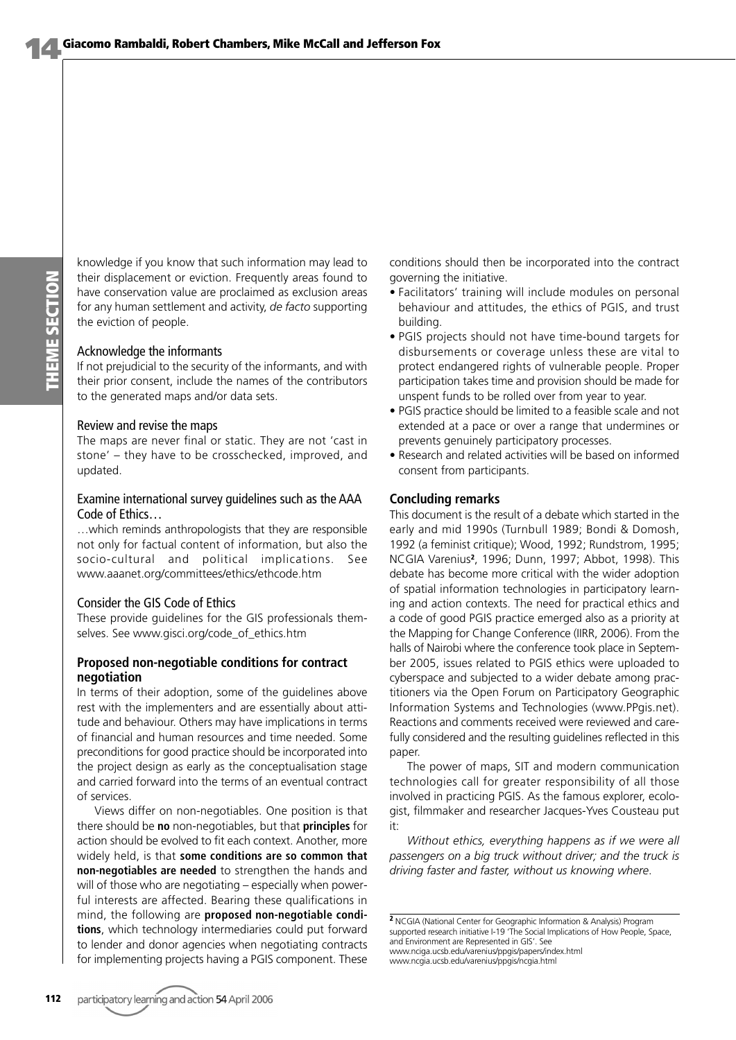knowledge if you know that such information may lead to their displacement or eviction. Frequently areas found to have conservation value are proclaimed as exclusion areas for any human settlement and activity, *de facto* supporting the eviction of people.

### Acknowledge the informants

If not prejudicial to the security of the informants, and with their prior consent, include the names of the contributors to the generated maps and/or data sets.

### Review and revise the maps

The maps are never final or static. They are not 'cast in stone' – they have to be crosschecked, improved, and updated.

### Examine international survey guidelines such as the AAA Code of Ethics…

…which reminds anthropologists that they are responsible not only for factual content of information, but also the socio-cultural and political implications. See www.aaanet.org/committees/ethics/ethcode.htm

### Consider the GIS Code of Ethics

These provide guidelines for the GIS professionals themselves. See www.gisci.org/code_of_ethics.htm

## Proposed non-negotiable conditions for contract negotiation

In terms of their adoption, some of the guidelines above rest with the implementers and are essentially about attitude and behaviour. Others may have implications in terms of financial and human resources and time needed. Some preconditions for good practice should be incorporated into the project design as early as the conceptualisation stage and carried forward into the terms of an eventual contract of services.

Views differ on non-negotiables. One position is that there should be **no** non-negotiables, but that **principles** for action should be evolved to fit each context. Another, more widely held, is that **some conditions are so common that non-negotiables are needed** to strengthen the hands and will of those who are negotiating – especially when powerful interests are affected. Bearing these qualifications in mind, the following are **proposed non-negotiable conditions**, which technology intermediaries could put forward to lender and donor agencies when negotiating contracts for implementing projects having a PGIS component. These conditions should then be incorporated into the contract governing the initiative.

- Facilitators' training will include modules on personal behaviour and attitudes, the ethics of PGIS, and trust building.
- PGIS projects should not have time-bound targets for disbursements or coverage unless these are vital to protect endangered rights of vulnerable people. Proper participation takes time and provision should be made for unspent funds to be rolled over from year to year.
- PGIS practice should be limited to a feasible scale and not extended at a pace or over a range that undermines or prevents genuinely participatory processes.
- Research and related activities will be based on informed consent from participants.

## Concluding remarks

This document is the result of a debate which started in the early and mid 1990s (Turnbull 1989; Bondi & Domosh, 1992 (a feminist critique); Wood, 1992; Rundstrom, 1995; NCGIA Varenius[2], 1996; Dunn, 1997; Abbot, 1998). This debate has become more critical with the wider adoption of spatial information technologies in participatory learning and action contexts. The need for practical ethics and a code of good PGIS practice emerged also as a priority at the Mapping for Change Conference (IIRR, 2006). From the halls of Nairobi where the conference took place in September 2005, issues related to PGIS ethics were uploaded to cyberspace and subjected to a wider debate among practitioners via the Open Forum on Participatory Geographic Information Systems and Technologies (www.PPgis.net). Reactions and comments received were reviewed and carefully considered and the resulting guidelines reflected in this paper.

The power of maps, SIT and modern communication technologies call for greater responsibility of all those involved in practicing PGIS. As the famous explorer, ecologist, filmmaker and researcher Jacques-Yves Cousteau put it:

*Without ethics, everything happens as if we were all passengers on a big truck without driver; and the truck is driving faster and faster, without us knowing where.*

[2] NCGIA (National Center for Geographic Information & Analysis) Program supported research initiative I-19 'The Social Implications of How People, Space, and Environment are Represented in GIS'. See
www.nciga.ucsb.edu/varenius/ppgis/papers/index.html
www.ncgia.ucsb.edu/varenius/ppgis/ncgia.html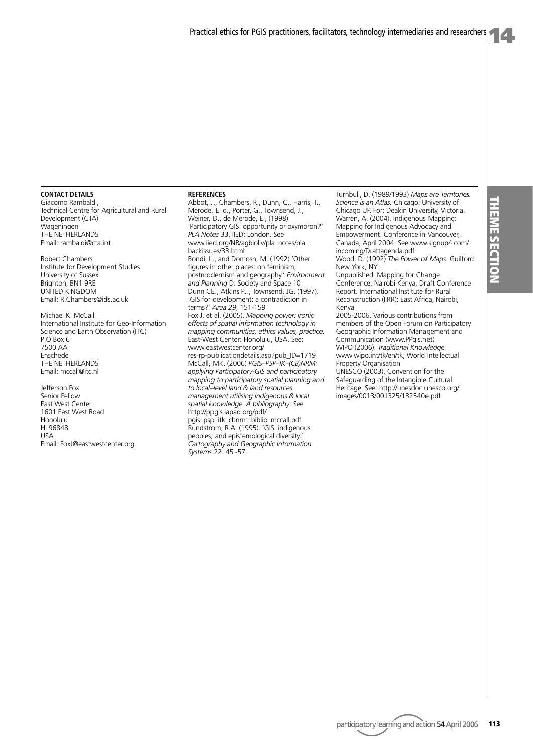**CONTACT DETAILS**

Giacomo Rambaldi,
Technical Centre for Agricultural and Rural Development (CTA)
Wageningen
THE NETHERLANDS
Email: rambaldi@cta.int

Robert Chambers
Institute for Development Studies
University of Sussex
Brighton, BN1 9RE
UNITED KINGDOM
Email: R.Chambers@ids.ac.uk

Michael K. McCall
International Institute for Geo-Information Science and Earth Observation (ITC)
P O Box 6
7500 AA
Enschede
THE NETHERLANDS
Email: mccall@itc.nl

Jefferson Fox
Senior Fellow
East West Center
1601 East West Road
Honolulu
HI 96848
USA
Email: FoxJ@eastwestcenter.org

**REFERENCES**

Abbot, J., Chambers, R., Dunn, C., Harris, T., Merode, E. d., Porter, G., Townsend, J., Weiner, D., de Merode, E., (1998). 'Participatory GIS: opportunity or oxymoron?' *PLA Notes* 33. IIED: London. See www.iied.org/NR/agbioliv/pla_notes/pla_backissues/33.html

Bondi, L., and Domosh, M. (1992) 'Other figures in other places: on feminism, postmodernism and geography.' *Environment and Planning* D: Society and Space 10

Dunn CE., Atkins PJ., Townsend, JG. (1997). 'GIS for development: a contradiction in terms?' *Area 29*, 151-159

Fox J. et al. (2005). *Mapping power: ironic effects of spatial information technology in mapping communities, ethics values, practice.* East-West Center: Honolulu, USA. See: www.eastwestcenter.org/res-rp-publicationdetails.asp?pub_ID=1719

McCall, MK. (2006) *PGIS–PSP–IK–(CB)NRM: applying Participatory-GIS and participatory mapping to participatory spatial planning and to local–level land & land resources management utilising indigenous & local spatial knowledge. A bibliography*. See http://ppgis.iapad.org/pdf/pgis_psp_itk_cbnrm_biblio_mccall.pdf

Rundstrom, R.A. (1995). 'GIS, indigenous peoples, and epistemological diversity.' *Cartography and Geographic Information Systems* 22: 45 -57.

Turnbull, D. (1989/1993) *Maps are Territories. Science is an Atlas.* Chicago: University of Chicago UP. For: Deakin University, Victoria.

Warren, A. (2004). Indigenous Mapping: Mapping for Indigenous Advocacy and Empowerment. Conference in Vancouver, Canada, April 2004. See www.signup4.com/incoming/Draftagenda.pdf

Wood, D. (1992) *The Power of Maps*. Guilford: New York, NY

Unpublished. Mapping for Change Conference, Nairobi Kenya, Draft Conference Report. International Institute for Rural Reconstruction (IIRR): East Africa, Nairobi, Kenya

2005-2006. Various contributions from members of the Open Forum on Participatory Geographic Information Management and Communication (www.PPgis.net)

WIPO (2006). *Traditional Knowledge.* www.wipo.int/tk/en/tk, World Intellectual Property Organisation

UNESCO (2003). Convention for the Safeguarding of the Intangible Cultural Heritage. See: http://unesdoc.unesco.org/images/0013/001325/132540e.pdf